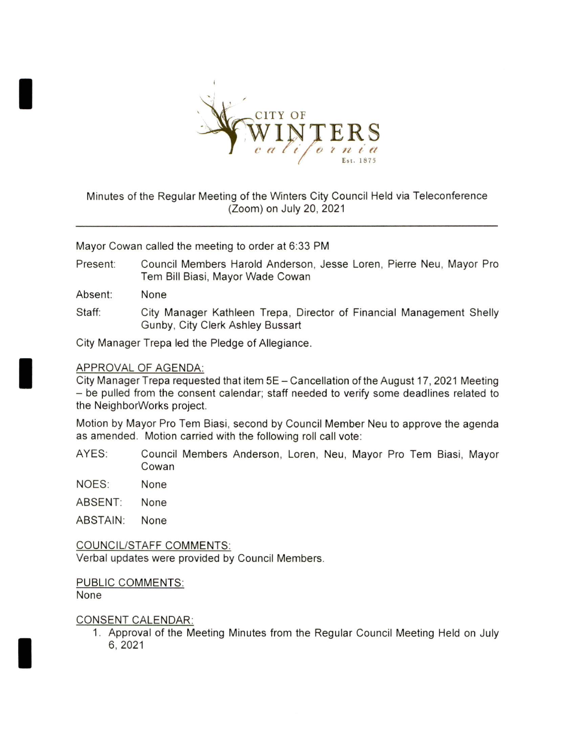CITY OF WINTERS california Est. 1875

Minutes of the Regular Meeting of the Winters City Council Held via Teleconference (Zoom) on July 20, 2021

---

Mayor Cowan called the meeting to order at 6:33 PM

| | |
|---|---|
| Present: | Council Members Harold Anderson, Jesse Loren, Pierre Neu, Mayor Pro Tem Bill Biasi, Mayor Wade Cowan |
| Absent: | None |
| Staff: | City Manager Kathleen Trepa, Director of Financial Management Shelly Gunby, City Clerk Ashley Bussart |

City Manager Trepa led the Pledge of Allegiance.

APPROVAL OF AGENDA:
City Manager Trepa requested that item 5E – Cancellation of the August 17, 2021 Meeting – be pulled from the consent calendar; staff needed to verify some deadlines related to the NeighborWorks project.

Motion by Mayor Pro Tem Biasi, second by Council Member Neu to approve the agenda as amended. Motion carried with the following roll call vote:

| | |
|---|---|
| AYES: | Council Members Anderson, Loren, Neu, Mayor Pro Tem Biasi, Mayor Cowan |
| NOES: | None |
| ABSENT: | None |
| ABSTAIN: | None |

COUNCIL/STAFF COMMENTS:
Verbal updates were provided by Council Members.

PUBLIC COMMENTS:
None

CONSENT CALENDAR:

1. Approval of the Meeting Minutes from the Regular Council Meeting Held on July 6, 2021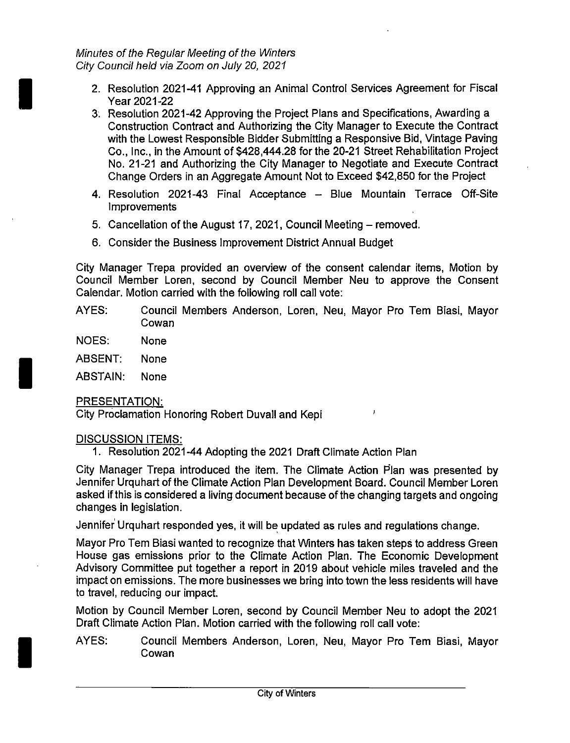2. Resolution 2021-41 Approving an Animal Control Services Agreement for Fiscal Year 2021-22
3. Resolution 2021-42 Approving the Project Plans and Specifications, Awarding a Construction Contract and Authorizing the City Manager to Execute the Contract with the Lowest Responsible Bidder Submitting a Responsive Bid, Vintage Paving Co., Inc., in the Amount of $428,444.28 for the 20-21 Street Rehabilitation Project No. 21-21 and Authorizing the City Manager to Negotiate and Execute Contract Change Orders in an Aggregate Amount Not to Exceed $42,850 for the Project
4. Resolution 2021-43 Final Acceptance – Blue Mountain Terrace Off-Site Improvements
5. Cancellation of the August 17, 2021, Council Meeting – removed.
6. Consider the Business Improvement District Annual Budget

City Manager Trepa provided an overview of the consent calendar items, Motion by Council Member Loren, second by Council Member Neu to approve the Consent Calendar. Motion carried with the following roll call vote:

AYES: Council Members Anderson, Loren, Neu, Mayor Pro Tem Biasi, Mayor Cowan

NOES: None

ABSENT: None

ABSTAIN: None

PRESENTATION:

City Proclamation Honoring Robert Duvall and Kepi

DISCUSSION ITEMS:

1. Resolution 2021-44 Adopting the 2021 Draft Climate Action Plan

City Manager Trepa introduced the item. The Climate Action Plan was presented by Jennifer Urquhart of the Climate Action Plan Development Board. Council Member Loren asked if this is considered a living document because of the changing targets and ongoing changes in legislation.

Jennifer Urquhart responded yes, it will be updated as rules and regulations change.

Mayor Pro Tem Biasi wanted to recognize that Winters has taken steps to address Green House gas emissions prior to the Climate Action Plan. The Economic Development Advisory Committee put together a report in 2019 about vehicle miles traveled and the impact on emissions. The more businesses we bring into town the less residents will have to travel, reducing our impact.

Motion by Council Member Loren, second by Council Member Neu to adopt the 2021 Draft Climate Action Plan. Motion carried with the following roll call vote:

AYES: Council Members Anderson, Loren, Neu, Mayor Pro Tem Biasi, Mayor Cowan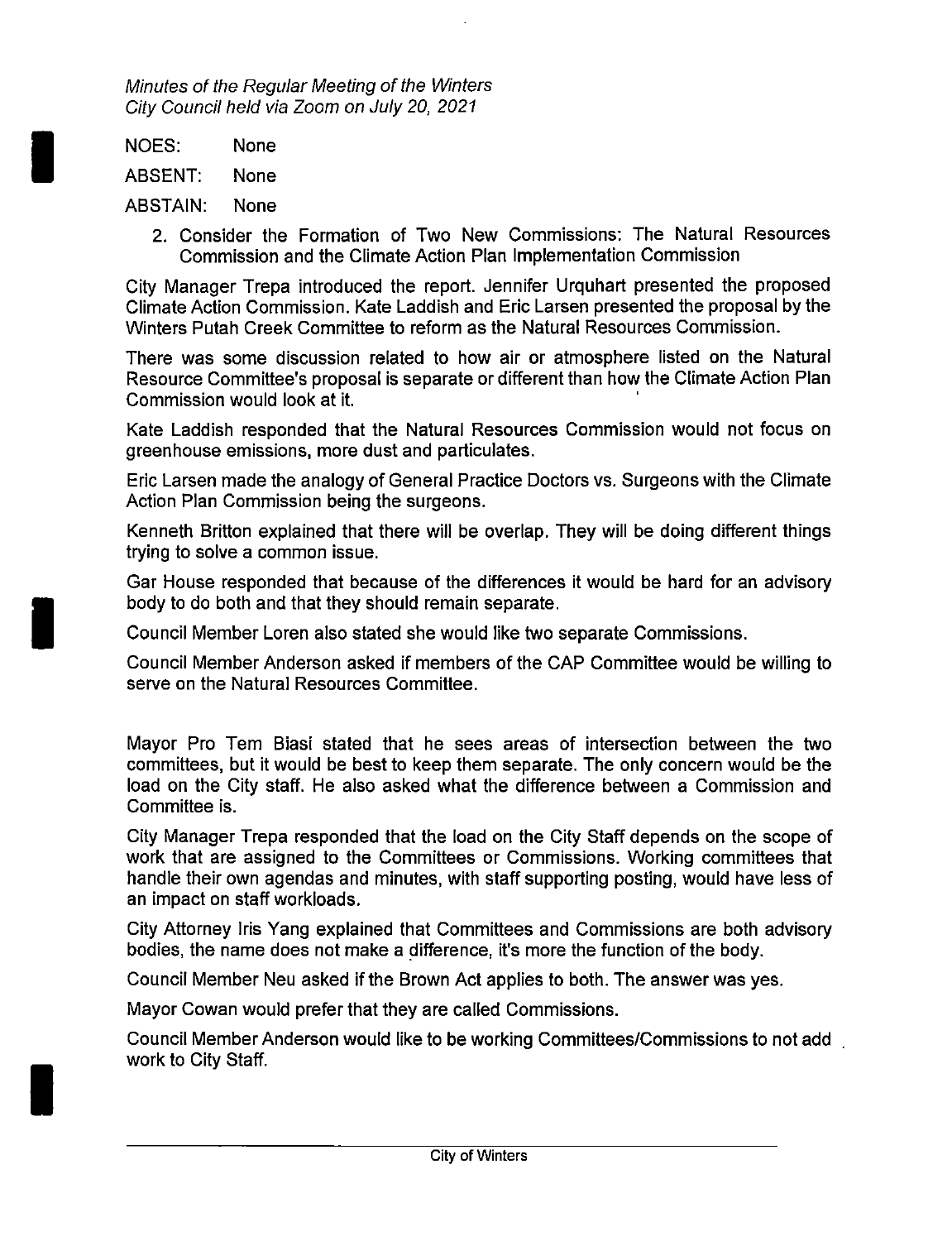NOES: None

ABSENT: None

ABSTAIN: None

2. Consider the Formation of Two New Commissions: The Natural Resources Commission and the Climate Action Plan Implementation Commission

City Manager Trepa introduced the report. Jennifer Urquhart presented the proposed Climate Action Commission. Kate Laddish and Eric Larsen presented the proposal by the Winters Putah Creek Committee to reform as the Natural Resources Commission.

There was some discussion related to how air or atmosphere listed on the Natural Resource Committee's proposal is separate or different than how the Climate Action Plan Commission would look at it.

Kate Laddish responded that the Natural Resources Commission would not focus on greenhouse emissions, more dust and particulates.

Eric Larsen made the analogy of General Practice Doctors vs. Surgeons with the Climate Action Plan Commission being the surgeons.

Kenneth Britton explained that there will be overlap. They will be doing different things trying to solve a common issue.

Gar House responded that because of the differences it would be hard for an advisory body to do both and that they should remain separate.

Council Member Loren also stated she would like two separate Commissions.

Council Member Anderson asked if members of the CAP Committee would be willing to serve on the Natural Resources Committee.

Mayor Pro Tem Biasi stated that he sees areas of intersection between the two committees, but it would be best to keep them separate. The only concern would be the load on the City staff. He also asked what the difference between a Commission and Committee is.

City Manager Trepa responded that the load on the City Staff depends on the scope of work that are assigned to the Committees or Commissions. Working committees that handle their own agendas and minutes, with staff supporting posting, would have less of an impact on staff workloads.

City Attorney Iris Yang explained that Committees and Commissions are both advisory bodies, the name does not make a difference, it's more the function of the body.

Council Member Neu asked if the Brown Act applies to both. The answer was yes.

Mayor Cowan would prefer that they are called Commissions.

Council Member Anderson would like to be working Committees/Commissions to not add work to City Staff.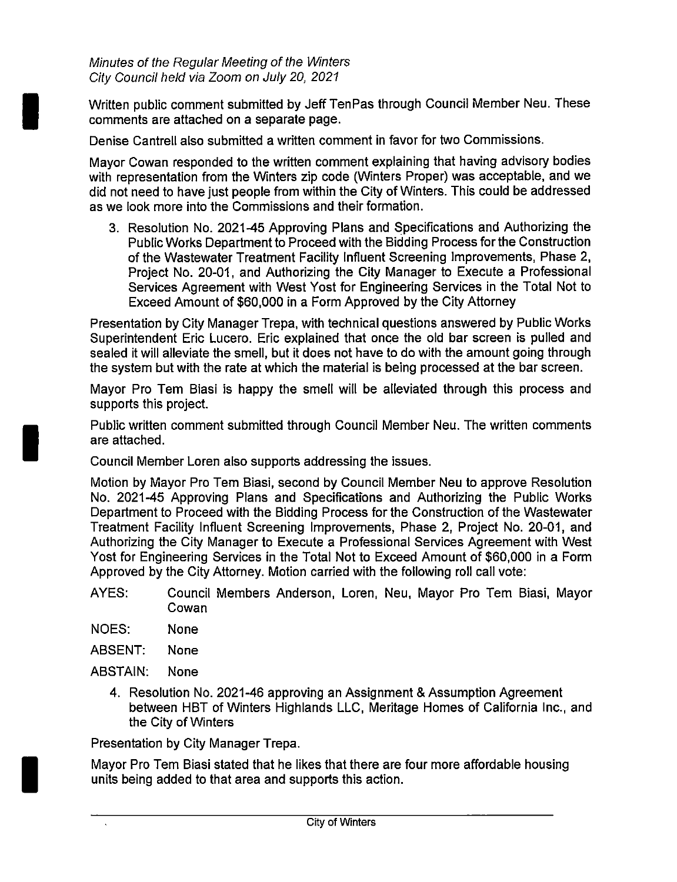Written public comment submitted by Jeff TenPas through Council Member Neu. These comments are attached on a separate page.

Denise Cantrell also submitted a written comment in favor for two Commissions.

Mayor Cowan responded to the written comment explaining that having advisory bodies with representation from the Winters zip code (Winters Proper) was acceptable, and we did not need to have just people from within the City of Winters. This could be addressed as we look more into the Commissions and their formation.

3. Resolution No. 2021-45 Approving Plans and Specifications and Authorizing the Public Works Department to Proceed with the Bidding Process for the Construction of the Wastewater Treatment Facility Influent Screening Improvements, Phase 2, Project No. 20-01, and Authorizing the City Manager to Execute a Professional Services Agreement with West Yost for Engineering Services in the Total Not to Exceed Amount of $60,000 in a Form Approved by the City Attorney

Presentation by City Manager Trepa, with technical questions answered by Public Works Superintendent Eric Lucero. Eric explained that once the old bar screen is pulled and sealed it will alleviate the smell, but it does not have to do with the amount going through the system but with the rate at which the material is being processed at the bar screen.

Mayor Pro Tem Biasi is happy the smell will be alleviated through this process and supports this project.

Public written comment submitted through Council Member Neu. The written comments are attached.

Council Member Loren also supports addressing the issues.

Motion by Mayor Pro Tem Biasi, second by Council Member Neu to approve Resolution No. 2021-45 Approving Plans and Specifications and Authorizing the Public Works Department to Proceed with the Bidding Process for the Construction of the Wastewater Treatment Facility Influent Screening Improvements, Phase 2, Project No. 20-01, and Authorizing the City Manager to Execute a Professional Services Agreement with West Yost for Engineering Services in the Total Not to Exceed Amount of $60,000 in a Form Approved by the City Attorney. Motion carried with the following roll call vote:

AYES: Council Members Anderson, Loren, Neu, Mayor Pro Tem Biasi, Mayor Cowan

NOES: None

ABSENT: None

ABSTAIN: None

4. Resolution No. 2021-46 approving an Assignment & Assumption Agreement between HBT of Winters Highlands LLC, Meritage Homes of California Inc., and the City of Winters

Presentation by City Manager Trepa.

Mayor Pro Tem Biasi stated that he likes that there are four more affordable housing units being added to that area and supports this action.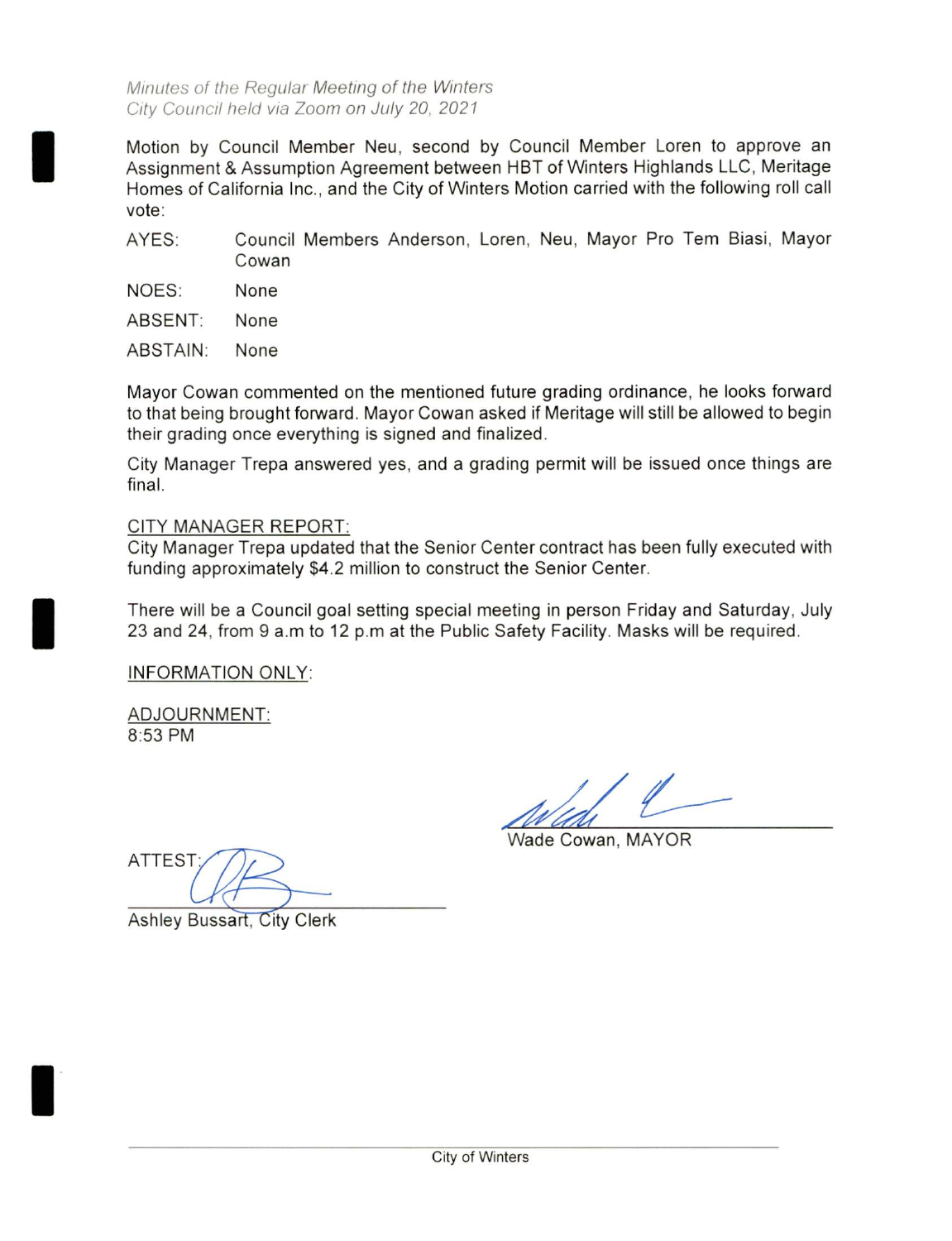Motion by Council Member Neu, second by Council Member Loren to approve an Assignment & Assumption Agreement between HBT of Winters Highlands LLC, Meritage Homes of California Inc., and the City of Winters Motion carried with the following roll call vote:

| | |
|---|---|
| AYES: | Council Members Anderson, Loren, Neu, Mayor Pro Tem Biasi, Mayor Cowan |
| NOES: | None |
| ABSENT: | None |
| ABSTAIN: | None |

Mayor Cowan commented on the mentioned future grading ordinance, he looks forward to that being brought forward. Mayor Cowan asked if Meritage will still be allowed to begin their grading once everything is signed and finalized.

City Manager Trepa answered yes, and a grading permit will be issued once things are final.

CITY MANAGER REPORT:

City Manager Trepa updated that the Senior Center contract has been fully executed with funding approximately $4.2 million to construct the Senior Center.

There will be a Council goal setting special meeting in person Friday and Saturday, July 23 and 24, from 9 a.m to 12 p.m at the Public Safety Facility. Masks will be required.

INFORMATION ONLY:

ADJOURNMENT:

8:53 PM

Wade Cowan, MAYOR

ATTEST:

Ashley Bussart, City Clerk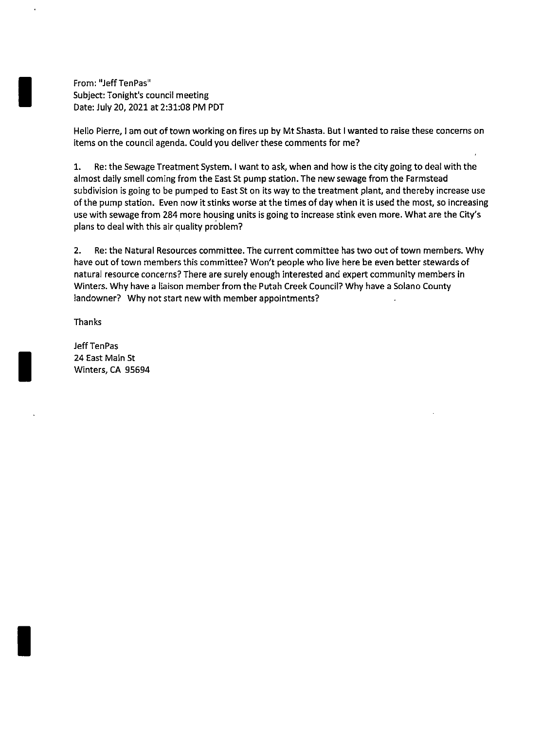From: "Jeff TenPas"
Subject: Tonight's council meeting
Date: July 20, 2021 at 2:31:08 PM PDT

Hello Pierre, I am out of town working on fires up by Mt Shasta. But I wanted to raise these concerns on items on the council agenda. Could you deliver these comments for me?

1. Re: the Sewage Treatment System. I want to ask, when and how is the city going to deal with the almost daily smell coming from the East St pump station. The new sewage from the Farmstead subdivision is going to be pumped to East St on its way to the treatment plant, and thereby increase use of the pump station. Even now it stinks worse at the times of day when it is used the most, so increasing use with sewage from 284 more housing units is going to increase stink even more. What are the City's plans to deal with this air quality problem?

2. Re: the Natural Resources committee. The current committee has two out of town members. Why have out of town members this committee? Won't people who live here be even better stewards of natural resource concerns? There are surely enough interested and expert community members in Winters. Why have a liaison member from the Putah Creek Council? Why have a Solano County landowner? Why not start new with member appointments?

Thanks

Jeff TenPas
24 East Main St
Winters, CA 95694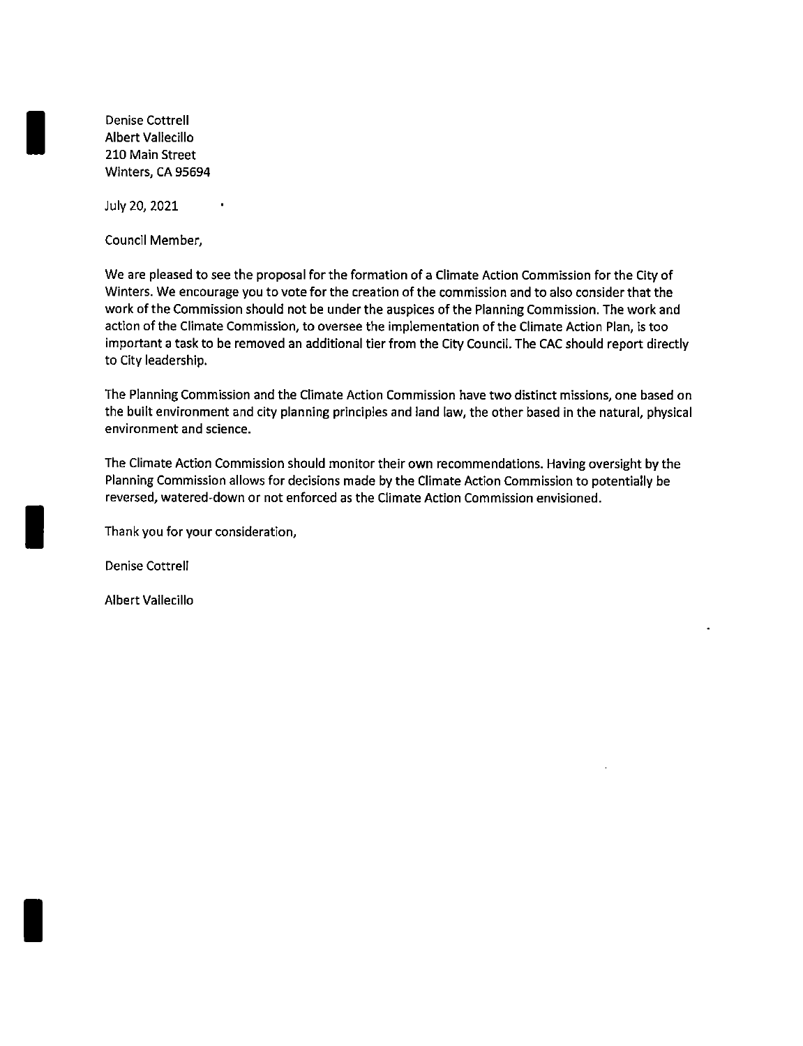Denise Cottrell
Albert Vallecillo
210 Main Street
Winters, CA 95694

July 20, 2021

Council Member,

We are pleased to see the proposal for the formation of a Climate Action Commission for the City of Winters. We encourage you to vote for the creation of the commission and to also consider that the work of the Commission should not be under the auspices of the Planning Commission. The work and action of the Climate Commission, to oversee the implementation of the Climate Action Plan, is too important a task to be removed an additional tier from the City Council. The CAC should report directly to City leadership.

The Planning Commission and the Climate Action Commission have two distinct missions, one based on the built environment and city planning principles and land law, the other based in the natural, physical environment and science.

The Climate Action Commission should monitor their own recommendations. Having oversight by the Planning Commission allows for decisions made by the Climate Action Commission to potentially be reversed, watered-down or not enforced as the Climate Action Commission envisioned.

Thank you for your consideration,

Denise Cottrell

Albert Vallecillo